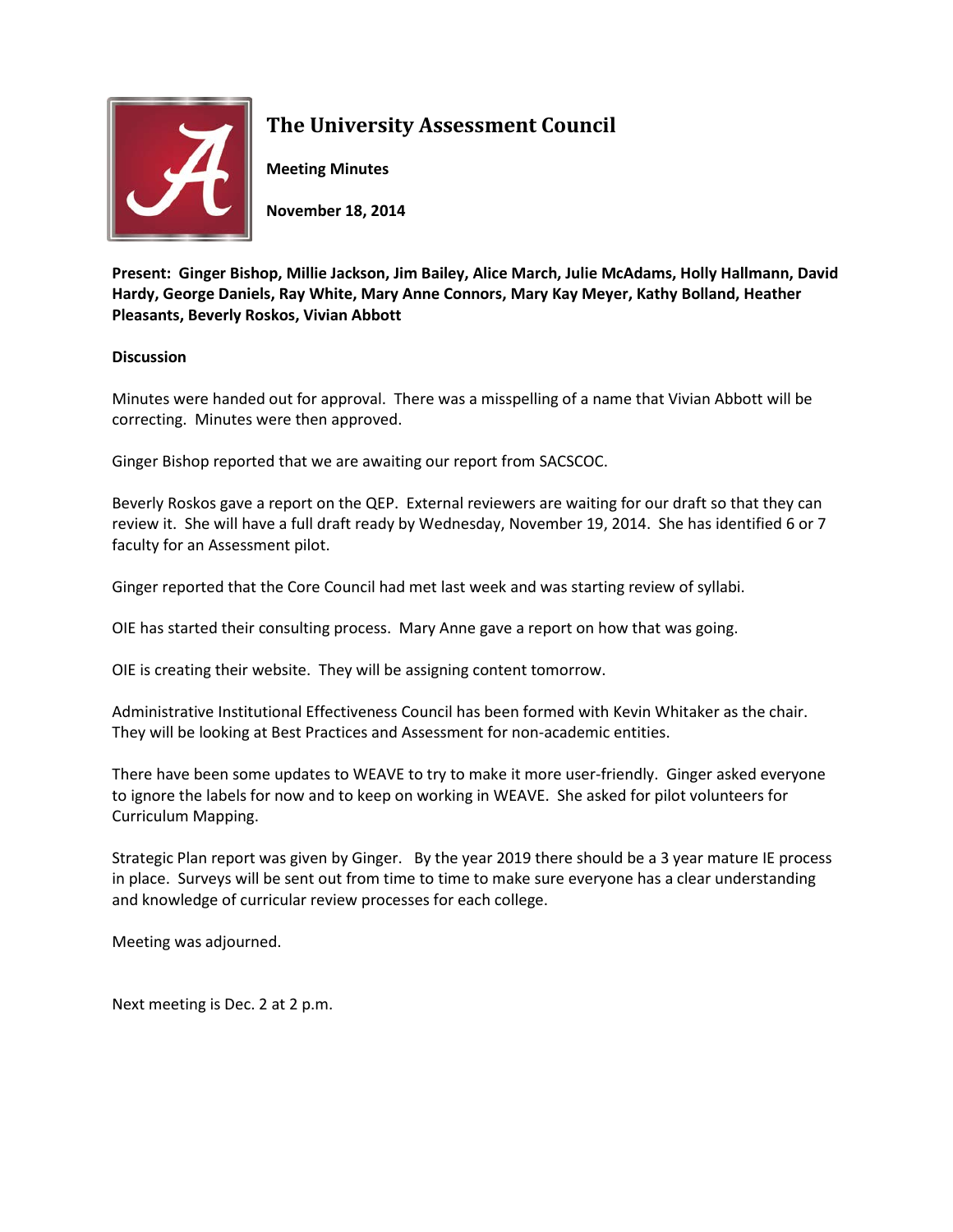# The University Assessment Council

**Meeting Minutes**

**November 18, 2014**

**Present: Ginger Bishop, Millie Jackson, Jim Bailey, Alice March, Julie McAdams, Holly Hallmann, David Hardy, George Daniels, Ray White, Mary Anne Connors, Mary Kay Meyer, Kathy Bolland, Heather Pleasants, Beverly Roskos, Vivian Abbott**

**Discussion**

Minutes were handed out for approval. There was a misspelling of a name that Vivian Abbott will be correcting. Minutes were then approved.

Ginger Bishop reported that we are awaiting our report from SACSCOC.

Beverly Roskos gave a report on the QEP. External reviewers are waiting for our draft so that they can review it. She will have a full draft ready by Wednesday, November 19, 2014. She has identified 6 or 7 faculty for an Assessment pilot.

Ginger reported that the Core Council had met last week and was starting review of syllabi.

OIE has started their consulting process. Mary Anne gave a report on how that was going.

OIE is creating their website. They will be assigning content tomorrow.

Administrative Institutional Effectiveness Council has been formed with Kevin Whitaker as the chair. They will be looking at Best Practices and Assessment for non-academic entities.

There have been some updates to WEAVE to try to make it more user-friendly. Ginger asked everyone to ignore the labels for now and to keep on working in WEAVE. She asked for pilot volunteers for Curriculum Mapping.

Strategic Plan report was given by Ginger. By the year 2019 there should be a 3 year mature IE process in place. Surveys will be sent out from time to time to make sure everyone has a clear understanding and knowledge of curricular review processes for each college.

Meeting was adjourned.

Next meeting is Dec. 2 at 2 p.m.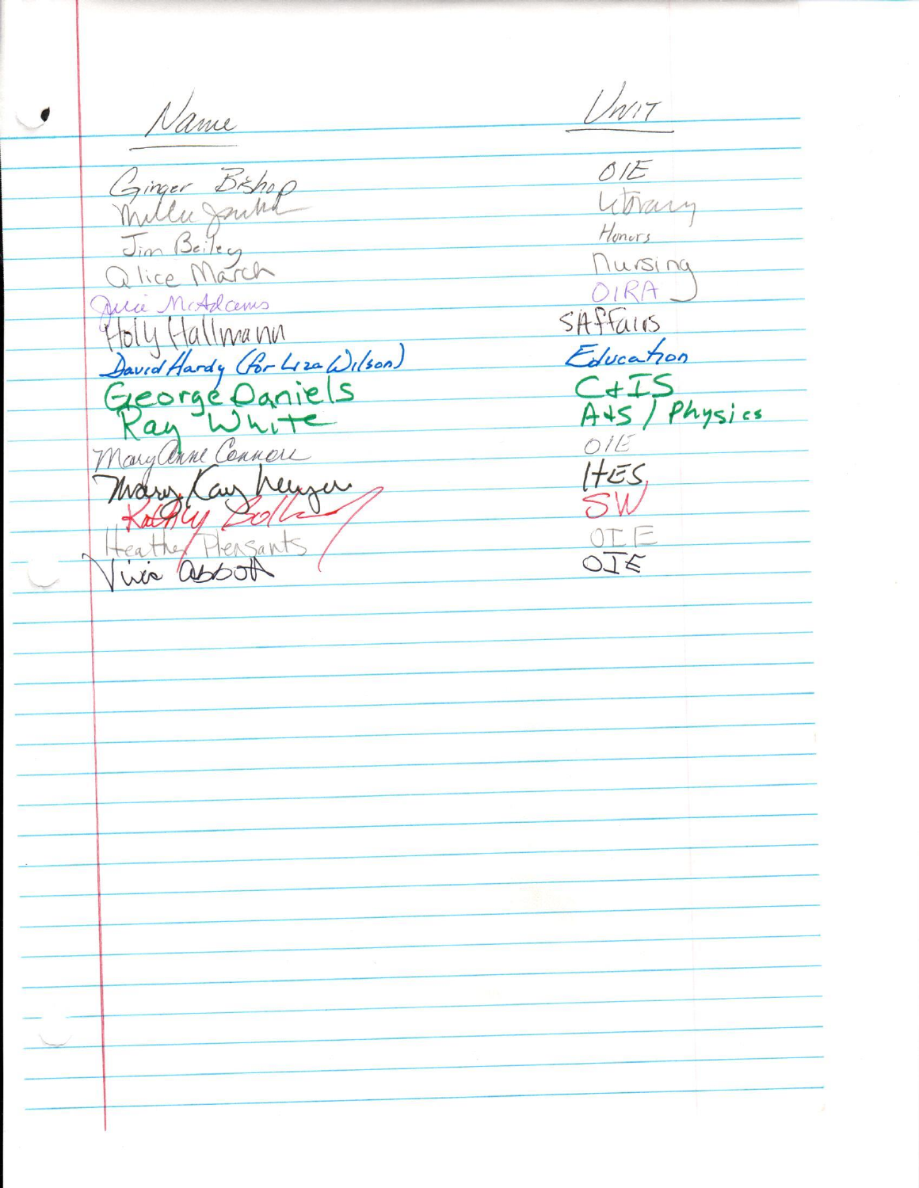| Name | Unit |
|---|---|
| Ginger Bishop | OIE |
| Millie Jaubert | Library |
| Jim Bailey | Honors |
| Alice March | Nursing |
| Julie McAdams | OIRA |
| Holly Hallmann | SAffairs |
| David Hardy (for Liza Wilson) | Education |
| George Daniels | C+IS |
| Ray White | A+S / Physics |
| MaryAnne Connor | OIE |
| Mary Kay Neuger | HES |
| Kathy Bolle | SW |
| Heather Pleasants | OIE |
| Vivie Abbott | OIE |